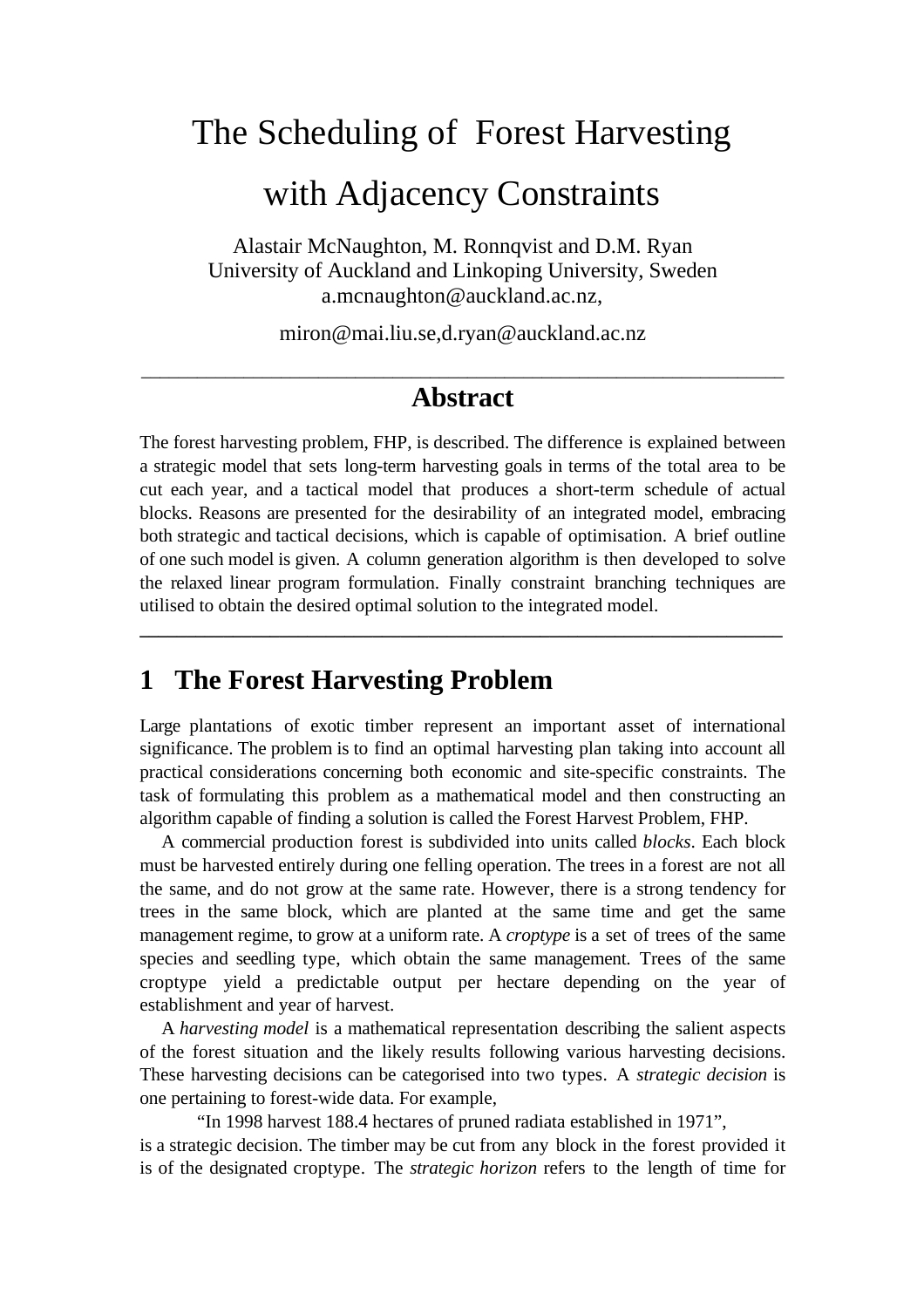# The Scheduling of Forest Harvesting with Adjacency Constraints

Alastair McNaughton, M. Ronnqvist and D.M. Ryan
University of Auckland and Linkoping University, Sweden
a.mcnaughton@auckland.ac.nz,

miron@mai.liu.se,d.ryan@auckland.ac.nz

---

## Abstract

The forest harvesting problem, FHP, is described. The difference is explained between a strategic model that sets long-term harvesting goals in terms of the total area to be cut each year, and a tactical model that produces a short-term schedule of actual blocks. Reasons are presented for the desirability of an integrated model, embracing both strategic and tactical decisions, which is capable of optimisation. A brief outline of one such model is given. A column generation algorithm is then developed to solve the relaxed linear program formulation. Finally constraint branching techniques are utilised to obtain the desired optimal solution to the integrated model.

---

## 1 The Forest Harvesting Problem

Large plantations of exotic timber represent an important asset of international significance. The problem is to find an optimal harvesting plan taking into account all practical considerations concerning both economic and site-specific constraints. The task of formulating this problem as a mathematical model and then constructing an algorithm capable of finding a solution is called the Forest Harvest Problem, FHP.

A commercial production forest is subdivided into units called *blocks*. Each block must be harvested entirely during one felling operation. The trees in a forest are not all the same, and do not grow at the same rate. However, there is a strong tendency for trees in the same block, which are planted at the same time and get the same management regime, to grow at a uniform rate. A *croptype* is a set of trees of the same species and seedling type, which obtain the same management. Trees of the same croptype yield a predictable output per hectare depending on the year of establishment and year of harvest.

A *harvesting model* is a mathematical representation describing the salient aspects of the forest situation and the likely results following various harvesting decisions. These harvesting decisions can be categorised into two types. A *strategic decision* is one pertaining to forest-wide data. For example,

"In 1998 harvest 188.4 hectares of pruned radiata established in 1971",

is a strategic decision. The timber may be cut from any block in the forest provided it is of the designated croptype. The *strategic horizon* refers to the length of time for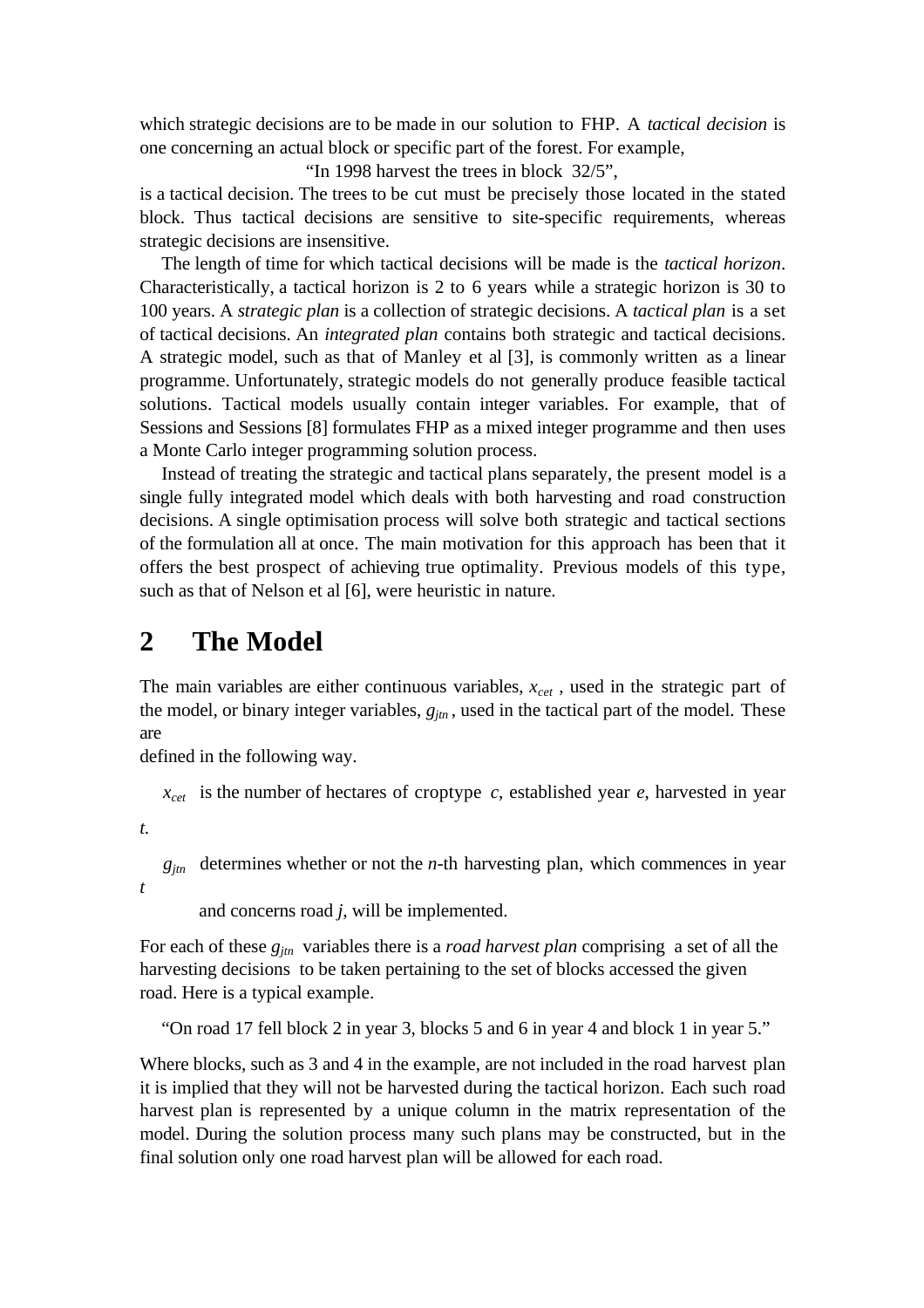which strategic decisions are to be made in our solution to FHP. A *tactical decision* is one concerning an actual block or specific part of the forest. For example,

"In 1998 harvest the trees in block 32/5",

is a tactical decision. The trees to be cut must be precisely those located in the stated block. Thus tactical decisions are sensitive to site-specific requirements, whereas strategic decisions are insensitive.

The length of time for which tactical decisions will be made is the *tactical horizon*. Characteristically, a tactical horizon is 2 to 6 years while a strategic horizon is 30 to 100 years. A *strategic plan* is a collection of strategic decisions. A *tactical plan* is a set of tactical decisions. An *integrated plan* contains both strategic and tactical decisions. A strategic model, such as that of Manley et al [3], is commonly written as a linear programme. Unfortunately, strategic models do not generally produce feasible tactical solutions. Tactical models usually contain integer variables. For example, that of Sessions and Sessions [8] formulates FHP as a mixed integer programme and then uses a Monte Carlo integer programming solution process.

Instead of treating the strategic and tactical plans separately, the present model is a single fully integrated model which deals with both harvesting and road construction decisions. A single optimisation process will solve both strategic and tactical sections of the formulation all at once. The main motivation for this approach has been that it offers the best prospect of achieving true optimality. Previous models of this type, such as that of Nelson et al [6], were heuristic in nature.

## 2 The Model

The main variables are either continuous variables, $x_{cet}$, used in the strategic part of the model, or binary integer variables, $g_{jtn}$, used in the tactical part of the model. These are defined in the following way.

$x_{cet}$ is the number of hectares of croptype *c*, established year *e*, harvested in year *t*.

$g_{jtn}$ determines whether or not the *n*-th harvesting plan, which commences in year *t* and concerns road *j*, will be implemented.

For each of these $g_{jtn}$ variables there is a *road harvest plan* comprising a set of all the harvesting decisions to be taken pertaining to the set of blocks accessed the given road. Here is a typical example.

"On road 17 fell block 2 in year 3, blocks 5 and 6 in year 4 and block 1 in year 5."

Where blocks, such as 3 and 4 in the example, are not included in the road harvest plan it is implied that they will not be harvested during the tactical horizon. Each such road harvest plan is represented by a unique column in the matrix representation of the model. During the solution process many such plans may be constructed, but in the final solution only one road harvest plan will be allowed for each road.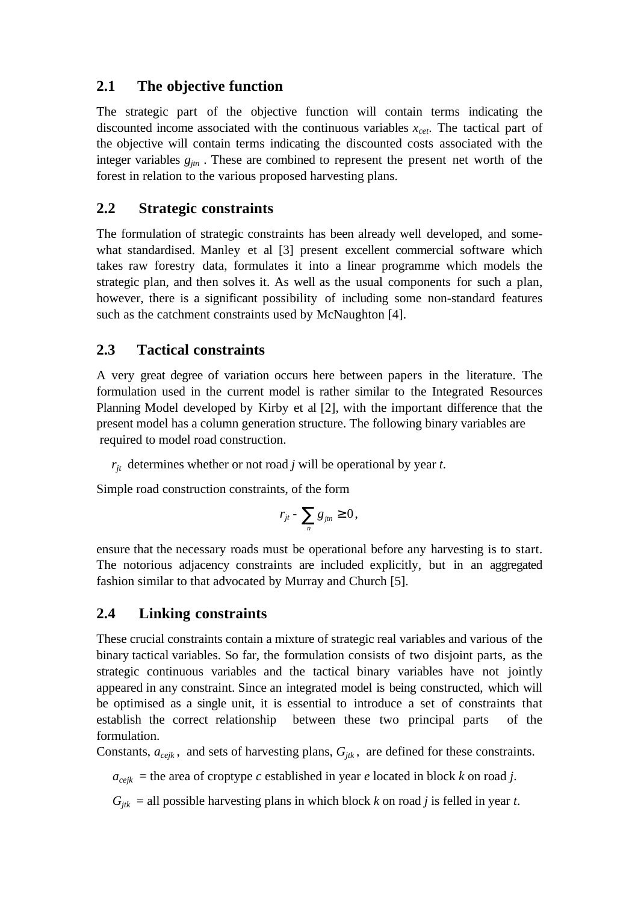## 2.1 The objective function

The strategic part of the objective function will contain terms indicating the discounted income associated with the continuous variables $x_{cet}$. The tactical part of the objective will contain terms indicating the discounted costs associated with the integer variables $g_{jtn}$ . These are combined to represent the present net worth of the forest in relation to the various proposed harvesting plans.

## 2.2 Strategic constraints

The formulation of strategic constraints has been already well developed, and somewhat standardised. Manley et al [3] present excellent commercial software which takes raw forestry data, formulates it into a linear programme which models the strategic plan, and then solves it. As well as the usual components for such a plan, however, there is a significant possibility of including some non-standard features such as the catchment constraints used by McNaughton [4].

## 2.3 Tactical constraints

A very great degree of variation occurs here between papers in the literature. The formulation used in the current model is rather similar to the Integrated Resources Planning Model developed by Kirby et al [2], with the important difference that the present model has a column generation structure. The following binary variables are required to model road construction.

$r_{jt}$ determines whether or not road $j$ will be operational by year $t$.

Simple road construction constraints, of the form

$$r_{jt} - \sum_{n} g_{jtn} \geq 0,$$

ensure that the necessary roads must be operational before any harvesting is to start. The notorious adjacency constraints are included explicitly, but in an aggregated fashion similar to that advocated by Murray and Church [5].

## 2.4 Linking constraints

These crucial constraints contain a mixture of strategic real variables and various of the binary tactical variables. So far, the formulation consists of two disjoint parts, as the strategic continuous variables and the tactical binary variables have not jointly appeared in any constraint. Since an integrated model is being constructed, which will be optimised as a single unit, it is essential to introduce a set of constraints that establish the correct relationship between these two principal parts of the formulation.

Constants, $a_{cejk}$, and sets of harvesting plans, $G_{jtk}$, are defined for these constraints.

$a_{cejk}$ = the area of croptype $c$ established in year $e$ located in block $k$ on road $j$.

$G_{jtk}$ = all possible harvesting plans in which block $k$ on road $j$ is felled in year $t$.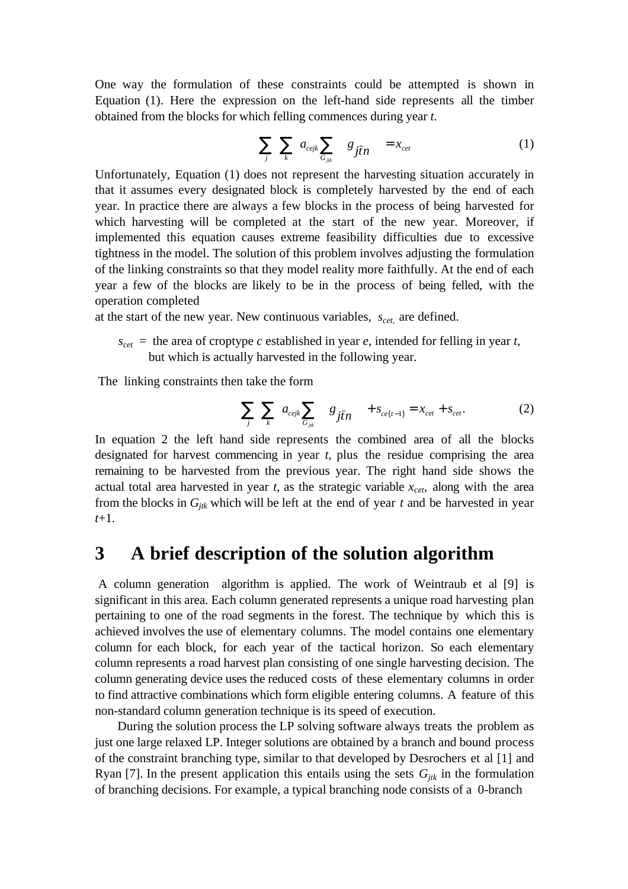One way the formulation of these constraints could be attempted is shown in Equation (1). Here the expression on the left-hand side represents all the timber obtained from the blocks for which felling commences during year *t*.

$$\sum_j \sum_k a_{cejk} \sum_{G_{jtk}} g_{j\bar{t}n} = x_{cet} \tag{1}$$

Unfortunately, Equation (1) does not represent the harvesting situation accurately in that it assumes every designated block is completely harvested by the end of each year. In practice there are always a few blocks in the process of being harvested for which harvesting will be completed at the start of the new year. Moreover, if implemented this equation causes extreme feasibility difficulties due to excessive tightness in the model. The solution of this problem involves adjusting the formulation of the linking constraints so that they model reality more faithfully. At the end of each year a few of the blocks are likely to be in the process of being felled, with the operation completed
at the start of the new year. New continuous variables, $s_{cet,}$ are defined.

$s_{cet}$ = the area of croptype *c* established in year *e*, intended for felling in year *t*, but which is actually harvested in the following year.

The linking constraints then take the form

$$\sum_j \sum_k a_{cejk} \sum_{G_{jtk}} g_{j\bar{t}n} + s_{ce(t-1)} = x_{cet} + s_{cet}. \tag{2}$$

In equation 2 the left hand side represents the combined area of all the blocks designated for harvest commencing in year *t*, plus the residue comprising the area remaining to be harvested from the previous year. The right hand side shows the actual total area harvested in year *t*, as the strategic variable $x_{cet}$, along with the area from the blocks in $G_{jtk}$ which will be left at the end of year *t* and be harvested in year *t*+1.

# 3 A brief description of the solution algorithm

A column generation algorithm is applied. The work of Weintraub et al [9] is significant in this area. Each column generated represents a unique road harvesting plan pertaining to one of the road segments in the forest. The technique by which this is achieved involves the use of elementary columns. The model contains one elementary column for each block, for each year of the tactical horizon. So each elementary column represents a road harvest plan consisting of one single harvesting decision. The column generating device uses the reduced costs of these elementary columns in order to find attractive combinations which form eligible entering columns. A feature of this non-standard column generation technique is its speed of execution.

During the solution process the LP solving software always treats the problem as just one large relaxed LP. Integer solutions are obtained by a branch and bound process of the constraint branching type, similar to that developed by Desrochers et al [1] and Ryan [7]. In the present application this entails using the sets $G_{jtk}$ in the formulation of branching decisions. For example, a typical branching node consists of a 0-branch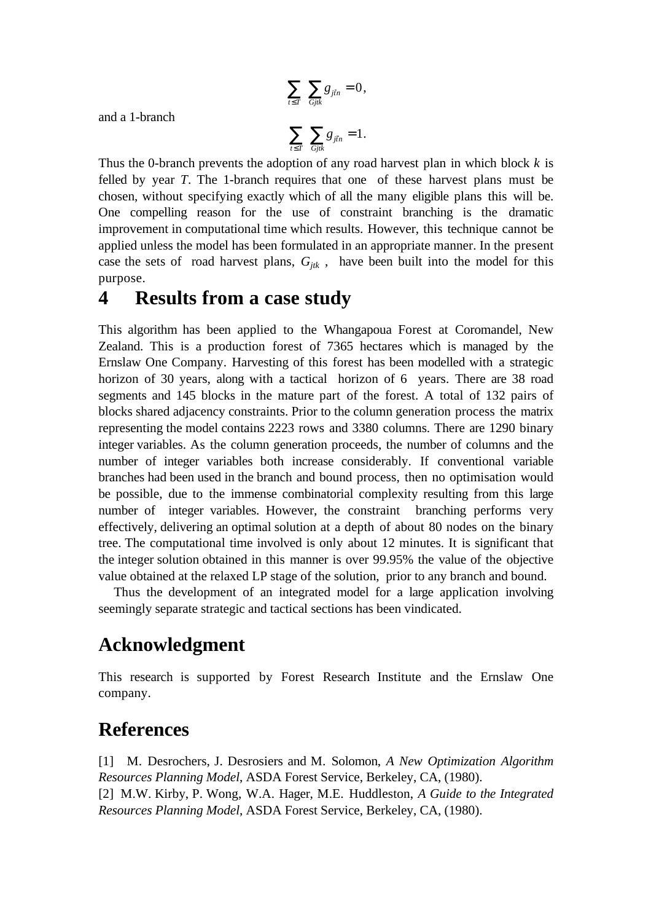$$\sum_{t \leq T} \sum_{Gjtk} g_{j\bar{t}n} = 0,$$

and a 1-branch

$$\sum_{t \leq T} \sum_{Gjtk} g_{j\bar{t}n} = 1.$$

Thus the 0-branch prevents the adoption of any road harvest plan in which block $k$ is felled by year $T$. The 1-branch requires that one of these harvest plans must be chosen, without specifying exactly which of all the many eligible plans this will be. One compelling reason for the use of constraint branching is the dramatic improvement in computational time which results. However, this technique cannot be applied unless the model has been formulated in an appropriate manner. In the present case the sets of road harvest plans, $G_{jtk}$, have been built into the model for this purpose.

# 4 Results from a case study

This algorithm has been applied to the Whangapoua Forest at Coromandel, New Zealand. This is a production forest of 7365 hectares which is managed by the Ernslaw One Company. Harvesting of this forest has been modelled with a strategic horizon of 30 years, along with a tactical horizon of 6 years. There are 38 road segments and 145 blocks in the mature part of the forest. A total of 132 pairs of blocks shared adjacency constraints. Prior to the column generation process the matrix representing the model contains 2223 rows and 3380 columns. There are 1290 binary integer variables. As the column generation proceeds, the number of columns and the number of integer variables both increase considerably. If conventional variable branches had been used in the branch and bound process, then no optimisation would be possible, due to the immense combinatorial complexity resulting from this large number of integer variables. However, the constraint branching performs very effectively, delivering an optimal solution at a depth of about 80 nodes on the binary tree. The computational time involved is only about 12 minutes. It is significant that the integer solution obtained in this manner is over 99.95% the value of the objective value obtained at the relaxed LP stage of the solution, prior to any branch and bound.

Thus the development of an integrated model for a large application involving seemingly separate strategic and tactical sections has been vindicated.

# Acknowledgment

This research is supported by Forest Research Institute and the Ernslaw One company.

# References

[1] M. Desrochers, J. Desrosiers and M. Solomon, *A New Optimization Algorithm Resources Planning Model*, ASDA Forest Service, Berkeley, CA, (1980).

[2] M.W. Kirby, P. Wong, W.A. Hager, M.E. Huddleston, *A Guide to the Integrated Resources Planning Model*, ASDA Forest Service, Berkeley, CA, (1980).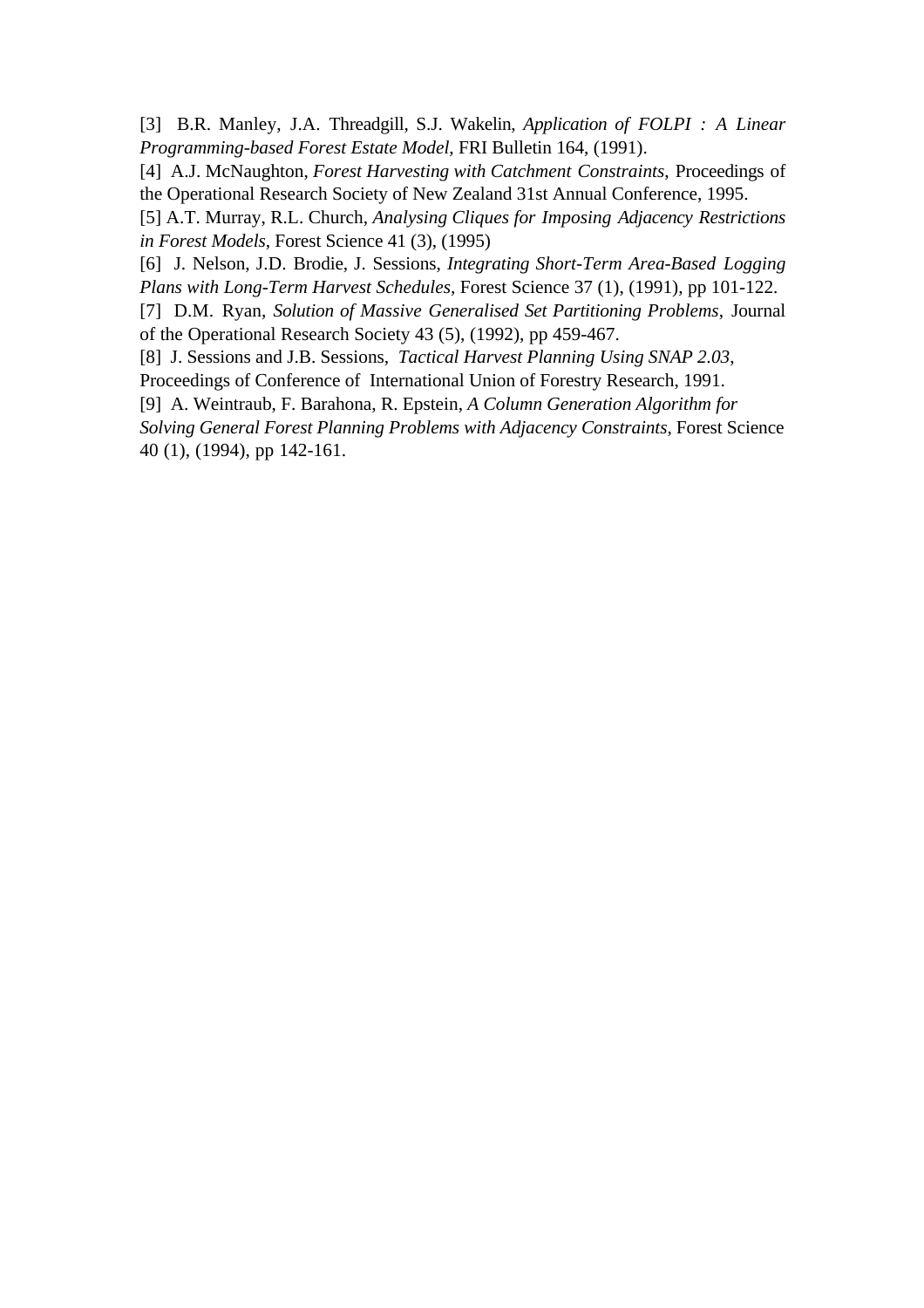[3] B.R. Manley, J.A. Threadgill, S.J. Wakelin, *Application of FOLPI : A Linear Programming-based Forest Estate Model*, FRI Bulletin 164, (1991).

[4] A.J. McNaughton, *Forest Harvesting with Catchment Constraints*, Proceedings of the Operational Research Society of New Zealand 31st Annual Conference, 1995.

[5] A.T. Murray, R.L. Church, *Analysing Cliques for Imposing Adjacency Restrictions in Forest Models*, Forest Science 41 (3), (1995)

[6] J. Nelson, J.D. Brodie, J. Sessions, *Integrating Short-Term Area-Based Logging Plans with Long-Term Harvest Schedules*, Forest Science 37 (1), (1991), pp 101-122.

[7] D.M. Ryan, *Solution of Massive Generalised Set Partitioning Problems*, Journal of the Operational Research Society 43 (5), (1992), pp 459-467.

[8] J. Sessions and J.B. Sessions, *Tactical Harvest Planning Using SNAP 2.03*, Proceedings of Conference of International Union of Forestry Research, 1991.

[9] A. Weintraub, F. Barahona, R. Epstein, *A Column Generation Algorithm for Solving General Forest Planning Problems with Adjacency Constraints*, Forest Science 40 (1), (1994), pp 142-161.